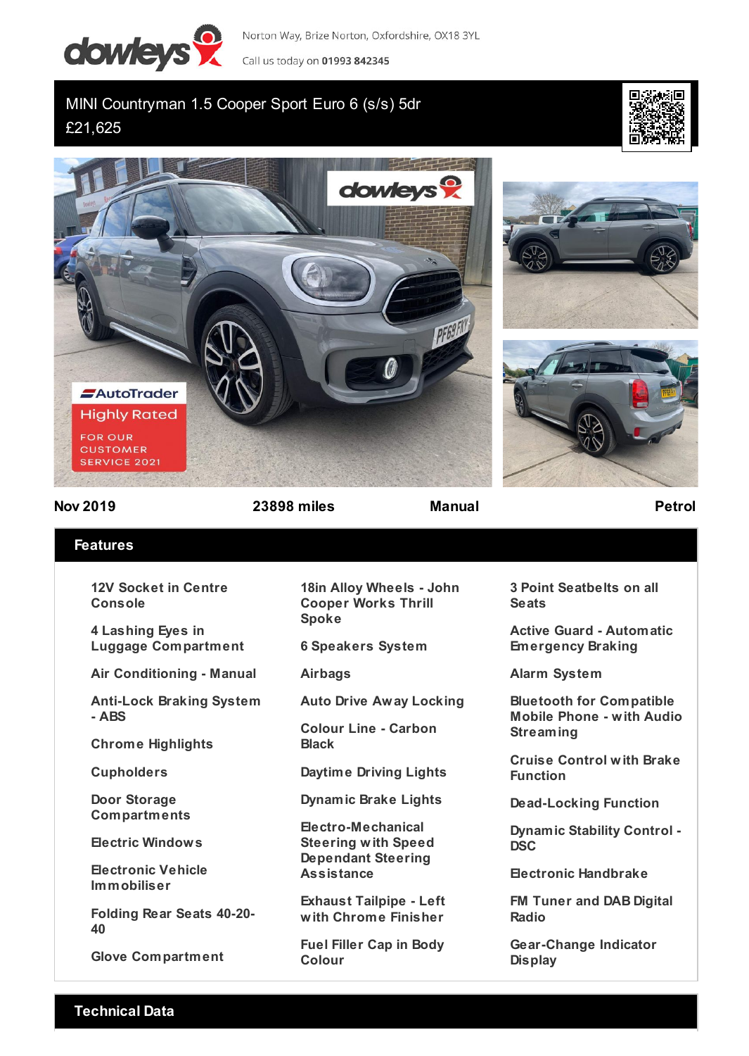Norton Way, Brize Norton, Oxfordshire, OX18 3YL

Call us today on **01993 842345**

# MINI Countryman 1.5 Cooper Sport Euro 6 (s/s) 5dr

£21,625

**Nov 2019** | **23898 miles** | **Manual** | **Petrol**

## Features

- 12V Socket in Centre Console
- 4 Lashing Eyes in Luggage Compartment
- Air Conditioning - Manual
- Anti-Lock Braking System - ABS
- Chrome Highlights
- Cupholders
- Door Storage Compartments
- Electric Windows
- Electronic Vehicle Immobiliser
- Folding Rear Seats 40-20-40
- Glove Compartment
- 18in Alloy Wheels - John Cooper Works Thrill Spoke
- 6 Speakers System
- Airbags
- Auto Drive Away Locking
- Colour Line - Carbon Black
- Daytime Driving Lights
- Dynamic Brake Lights
- Electro-Mechanical Steering with Speed Dependant Steering Assistance
- Exhaust Tailpipe - Left with Chrome Finisher
- Fuel Filler Cap in Body Colour
- 3 Point Seatbelts on all Seats
- Active Guard - Automatic Emergency Braking
- Alarm System
- Bluetooth for Compatible Mobile Phone - with Audio Streaming
- Cruise Control with Brake Function
- Dead-Locking Function
- Dynamic Stability Control - DSC
- Electronic Handbrake
- FM Tuner and DAB Digital Radio
- Gear-Change Indicator Display

## Technical Data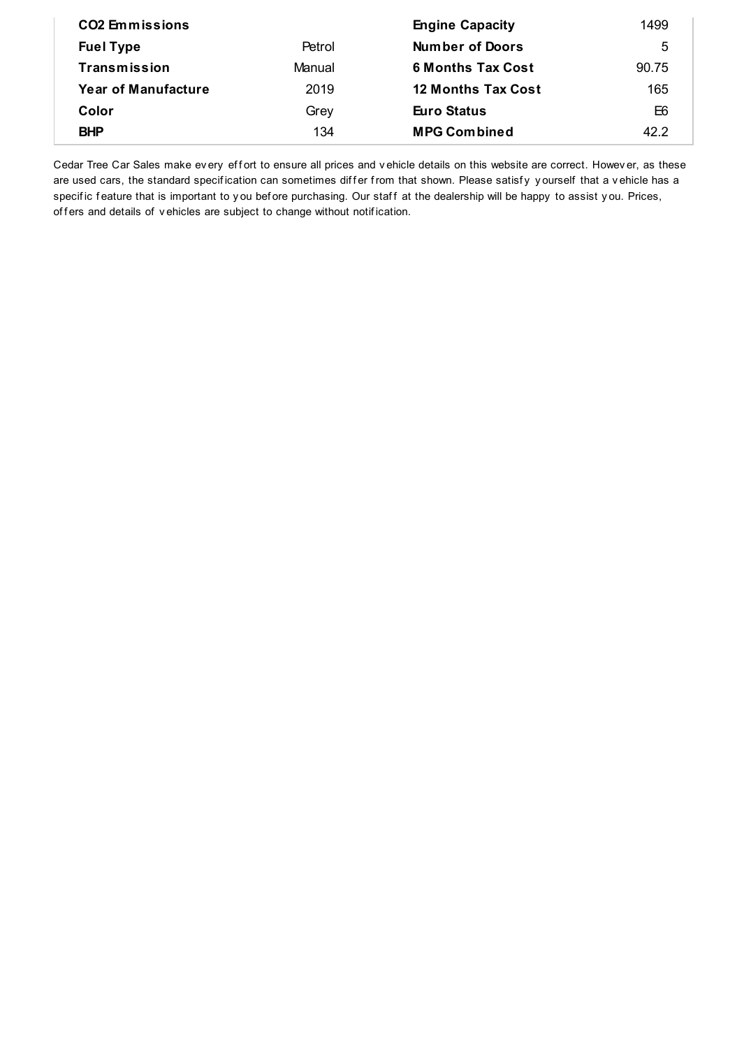| | | | |
|---|---|---|---|
| **CO2 Emmissions** | | **Engine Capacity** | 1499 |
| **Fuel Type** | Petrol | **Number of Doors** | 5 |
| **Transmission** | Manual | **6 Months Tax Cost** | 90.75 |
| **Year of Manufacture** | 2019 | **12 Months Tax Cost** | 165 |
| **Color** | Grey | **Euro Status** | E6 |
| **BHP** | 134 | **MPG Combined** | 42.2 |

Cedar Tree Car Sales make every effort to ensure all prices and vehicle details on this website are correct. However, as these are used cars, the standard specification can sometimes differ from that shown. Please satisfy yourself that a vehicle has a specific feature that is important to you before purchasing. Our staff at the dealership will be happy to assist you. Prices, offers and details of vehicles are subject to change without notification.